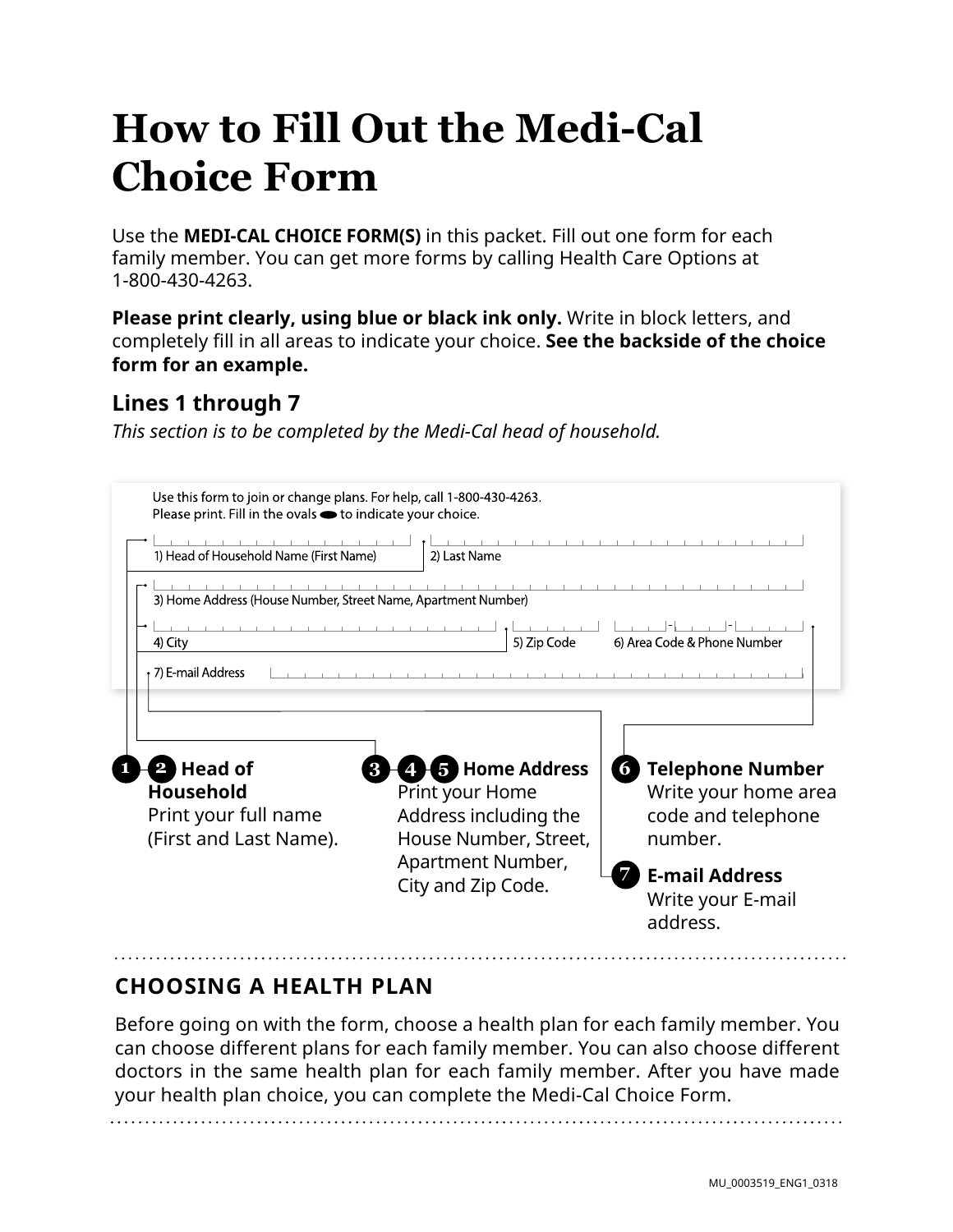# How to Fill Out the Medi-Cal Choice Form

Use the **MEDI-CAL CHOICE FORM(S)** in this packet. Fill out one form for each family member. You can get more forms by calling Health Care Options at 1-800-430-4263.

**Please print clearly, using blue or black ink only.** Write in block letters, and completely fill in all areas to indicate your choice. **See the backside of the choice form for an example.**

## Lines 1 through 7

*This section is to be completed by the Medi-Cal head of household.*

Use this form to join or change plans. For help, call 1-800-430-4263.
Please print. Fill in the ovals ⬬ to indicate your choice.

1) Head of Household Name (First Name) | 2) Last Name

3) Home Address (House Number, Street Name, Apartment Number)

4) City | 5) Zip Code | 6) Area Code & Phone Number

7) E-mail Address

**1 2 Head of Household**
Print your full name (First and Last Name).

**3 4 5 Home Address**
Print your Home Address including the House Number, Street, Apartment Number, City and Zip Code.

**6 Telephone Number**
Write your home area code and telephone number.

**7 E-mail Address**
Write your E-mail address.

## CHOOSING A HEALTH PLAN

Before going on with the form, choose a health plan for each family member. You can choose different plans for each family member. You can also choose different doctors in the same health plan for each family member. After you have made your health plan choice, you can complete the Medi-Cal Choice Form.

MU_0003519_ENG1_0318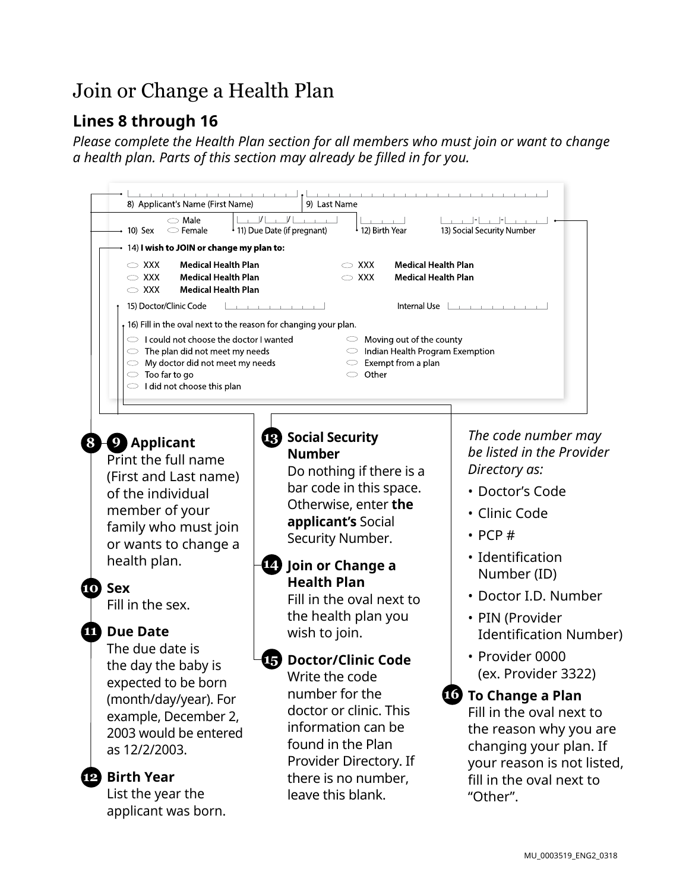# Join or Change a Health Plan

## Lines 8 through 16

*Please complete the Health Plan section for all members who must join or want to change a health plan. Parts of this section may already be filled in for you.*

8) Applicant's Name (First Name)

9) Last Name

10) Sex ⬭ Male ⬭ Female

11) Due Date (if pregnant) ___/___/___

12) Birth Year

13) Social Security Number ___-___-___

14) **I wish to JOIN or change my plan to:**

- ⬭ XXX **Medical Health Plan**
- ⬭ XXX **Medical Health Plan**
- ⬭ XXX **Medical Health Plan**
- ⬭ XXX **Medical Health Plan**
- ⬭ XXX **Medical Health Plan**

15) Doctor/Clinic Code

Internal Use

16) Fill in the oval next to the reason for changing your plan.

- ⬭ I could not choose the doctor I wanted
- ⬭ The plan did not meet my needs
- ⬭ My doctor did not meet my needs
- ⬭ Too far to go
- ⬭ I did not choose this plan
- ⬭ Moving out of the county
- ⬭ Indian Health Program Exemption
- ⬭ Exempt from a plan
- ⬭ Other

**8 9 Applicant**
Print the full name (First and Last name) of the individual member of your family who must join or wants to change a health plan.

**10 Sex**
Fill in the sex.

**11 Due Date**
The due date is the day the baby is expected to be born (month/day/year). For example, December 2, 2003 would be entered as 12/2/2003.

**12 Birth Year**
List the year the applicant was born.

**13 Social Security Number**
Do nothing if there is a bar code in this space. Otherwise, enter **the applicant's** Social Security Number.

**14 Join or Change a Health Plan**
Fill in the oval next to the health plan you wish to join.

**15 Doctor/Clinic Code**
Write the code number for the doctor or clinic. This information can be found in the Plan Provider Directory. If there is no number, leave this blank.

*The code number may be listed in the Provider Directory as:*

- Doctor's Code
- Clinic Code
- PCP #
- Identification Number (ID)
- Doctor I.D. Number
- PIN (Provider Identification Number)
- Provider 0000 (ex. Provider 3322)

**16 To Change a Plan**
Fill in the oval next to the reason why you are changing your plan. If your reason is not listed, fill in the oval next to "Other".

MU_0003519_ENG2_0318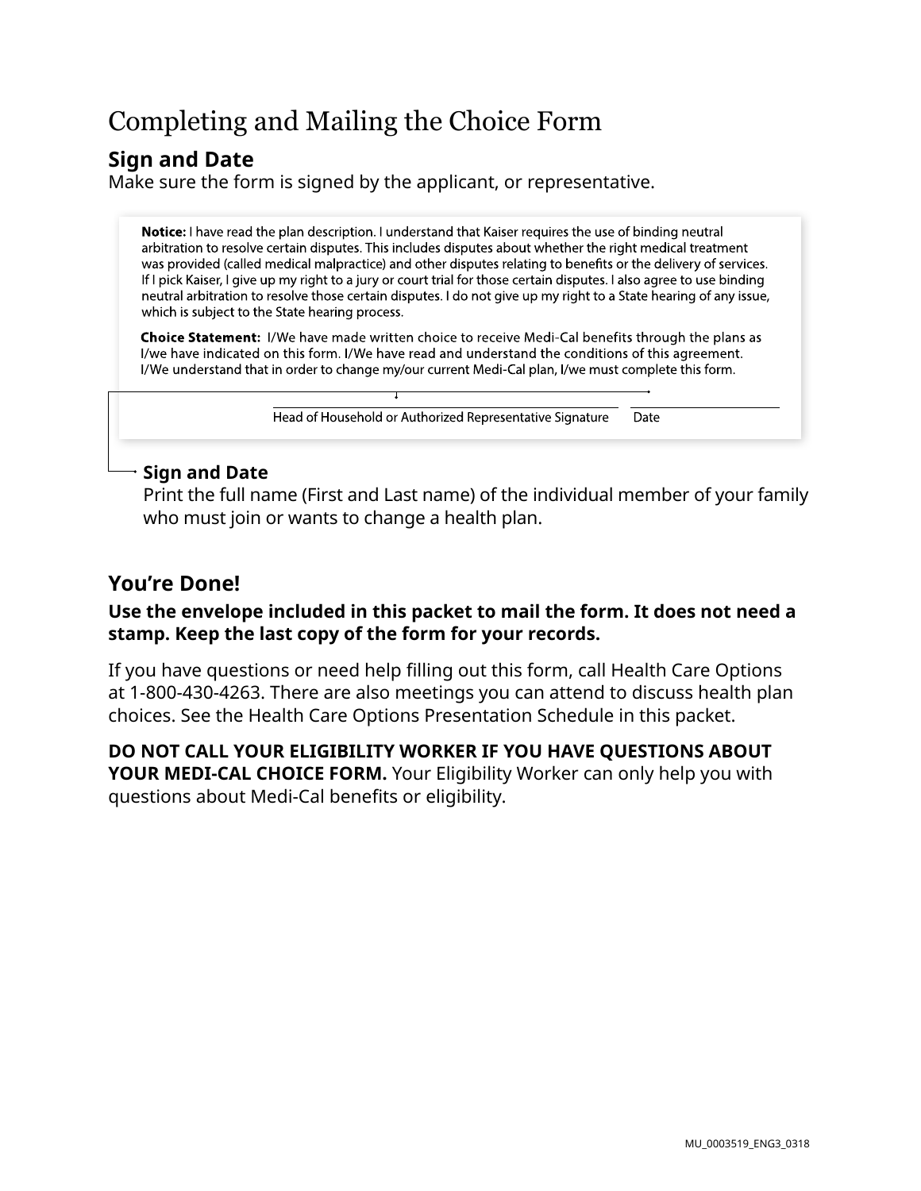# Completing and Mailing the Choice Form

## Sign and Date

Make sure the form is signed by the applicant, or representative.

**Notice:** I have read the plan description. I understand that Kaiser requires the use of binding neutral arbitration to resolve certain disputes. This includes disputes about whether the right medical treatment was provided (called medical malpractice) and other disputes relating to benefits or the delivery of services. If I pick Kaiser, I give up my right to a jury or court trial for those certain disputes. I also agree to use binding neutral arbitration to resolve those certain disputes. I do not give up my right to a State hearing of any issue, which is subject to the State hearing process.

**Choice Statement:** I/We have made written choice to receive Medi-Cal benefits through the plans as I/we have indicated on this form. I/We have read and understand the conditions of this agreement. I/We understand that in order to change my/our current Medi-Cal plan, I/we must complete this form.

Head of Household or Authorized Representative Signature &nbsp;&nbsp;&nbsp; Date

**Sign and Date**

Print the full name (First and Last name) of the individual member of your family who must join or wants to change a health plan.

## You're Done!

**Use the envelope included in this packet to mail the form. It does not need a stamp. Keep the last copy of the form for your records.**

If you have questions or need help filling out this form, call Health Care Options at 1-800-430-4263. There are also meetings you can attend to discuss health plan choices. See the Health Care Options Presentation Schedule in this packet.

**DO NOT CALL YOUR ELIGIBILITY WORKER IF YOU HAVE QUESTIONS ABOUT YOUR MEDI-CAL CHOICE FORM.** Your Eligibility Worker can only help you with questions about Medi-Cal benefits or eligibility.

MU_0003519_ENG3_0318